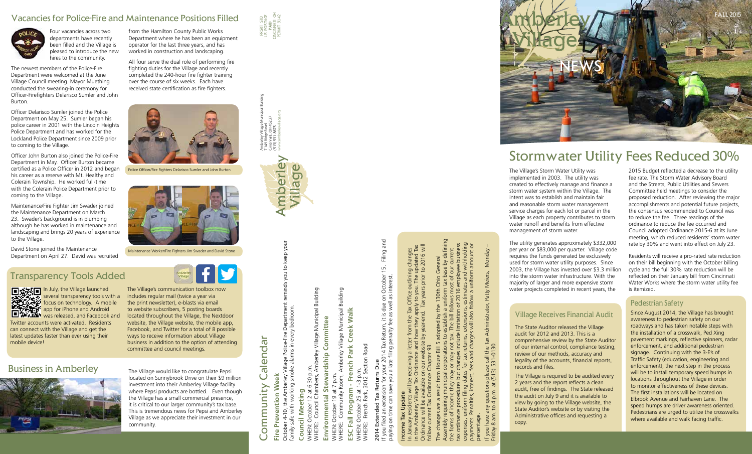# Amberley Village NEWS

FALL 2015

## Vacancies for Police-Fire and Maintenance Positions Filled

Four vacancies across two departments have recently been filled and the Village is pleased to introduce the new hires to the community.

The newest members of the Police-Fire Department were welcomed at the June Village Council meeting. Mayor Muething conducted the swearing-in ceremony for Officer-Firefighters Delarisco Sumler and John Burton.

Officer Delarisco Sumler joined the Police Department on May 25. Sumler began his police career in 2001 with the Lincoln Heights Police Department and has worked for the Lockland Police Department since 2009 prior to coming to the Village.

Officer John Burton also joined the Police-Fire Department in May. Officer Burton became certified as a Police Officer in 2012 and began his career as a reserve with Mt. Healthy and Colerain Township. He worked full-time with the Colerain Police Department prior to coming to the Village.

Maintenance/Fire Fighter Jim Swader joined the Maintenance Department on March 23. Swader's background is in plumbing although he has worked in maintenance and landscaping and brings 20 years of experience to the Village.

David Stone joined the Maintenance Department on April 27. David was recruited from the Hamilton County Public Works Department where he has been an equipment operator for the last three years, and has worked in construction and landscaping.

All four serve the dual role of performing fire fighting duties for the Village and recently completed the 240-hour fire fighter training over the course of six weeks. Each have received state certification as fire fighters.

Police Officer/Fire Fighters Delarisco Sumler and John Burton

Maintenance Worker/Fire Fighters Jim Swader and David Stone

## Transparency Tools Added

In July, the Village launched several transparency tools with a focus on technology. A mobile app for iPhone and Android was released, and Facebook and Twitter accounts were activated. Residents can connect with the Village and get the latest updates faster than ever using their mobile device!

The Village's communication toolbox now includes regular mail (twice a year via the print newsletter), e-blasts via email to website subscribers, 5 posting boards located throughout the Village, the Nextdoor website, the Village website, the mobile app, Facebook, and Twitter for a total of 8 possible ways to receive information about Village business in addition to the option of attending committee and council meetings.

## Business in Amberley

The Village would like to congratulate Pepsi located on Sunnybrook Drive on their $9 million investment into their Amberley Village facility where Pepsi products are bottled. Even though the Village has a small commercial presence, it is critical to our larger community's tax base. This is tremendous news for Pepsi and Amberley Village as we appreciate their investment in our community.

## Community Calendar

**Fire Prevention Week**
October 4-10, the Amberley Village Police-Fire Department reminds you to keep your family safe with working smoke alarms in every bedroom.

**Council Meeting**
WHEN: October 12 at 6:30 p.m.
WHERE: Council Chambers, Amberley Village Municipal Building

**Environmental Stewardship Committee**
WHEN: October 19 at 7 p.m.
WHERE: Community Room, Amberley Village Municipal Building

**ESC Fall Program - French Park Creek Walk**
WHEN: October 25 at 1-3 p.m.
WHERE: French Park, 3012 Section Road

**2014 Extended Tax Returns Due**
If you filed an extension for your 2014 Tax Return, it is due on October 15. Filing and paying on time can save you a late filing penalty fee as well as interest.

**Income Tax Update**
In January residents will be receiving a letter from the Tax Office outlining changes in the Amberley Village Tax Ordinance and how they apply to you. The updated Tax Ordinance will be available on our website by year-end. Tax years prior to 2016 will follow current Tax Ordinance Chapter 93.

The changes are a result from House Bill 5 adopted by the 130th Ohio General Assembly requiring municipal corporations to establish a uniform tax base by defining the forms of income they may or may not tax. The bill follows most of our current tax ordinance procedures but changes include limitation of 2016 employee business expenses, uniform filing dates for tax returns, extensions, estimates and withholding payments. Penalties, interest, fees and charges will also follow a uniform amount or percentage.

If you have any questions please call the Tax Administrator, Patty Meiers, Monday – Friday 8 am. to 4 p.m. at (513) 531-0130.

Amberley Village Municipal Building
7149 Ridge Road
Cincinnati, OH 45237
(513) 531-8675
www.amberleyvillage.org

PRSRT STD
US POSTAGE
PAID
CINCINNATI, OH
PERMIT 1142

## Stormwater Utility Fees Reduced 30%

The Village's Storm Water Utility was implemented in 2003. The utility was created to effectively manage and finance a storm water system within the Village. The intent was to establish and maintain fair and reasonable storm water management service charges for each lot or parcel in the Village as each property contributes to storm water runoff and benefits from effective management of storm water.

The utility generates approximately $332,000 per year or $83,000 per quarter. Village code requires the funds generated be exclusively used for storm water utility purposes. Since 2003, the Village has invested over $3.3 million into the storm water infrastructure. With the majority of larger and more expensive storm water projects completed in recent years, the 2015 Budget reflected a decrease to the utility fee rate. The Storm Water Advisory Board and the Streets, Public Utilities and Sewers Committee held meetings to consider the proposed reduction. After reviewing the major accomplishments and potential future projects, the consensus recommended to Council was to reduce the fee. Three readings of the ordinance to reduce the fee occurred and Council adopted Ordinance 2015-6 at its June meeting, which reduced residents' storm water rate by 30% and went into effect on July 23.

Residents will receive a pro-rated rate reduction on their bill beginning with the October billing cycle and the full 30% rate reduction will be reflected on their January bill from Cincinnati Water Works where the storm water utility fee is itemized.

### Village Receives Financial Audit

The State Auditor released the Village audit for 2012 and 2013. This is a comprehensive review by the State Auditor of our internal control, compliance testing, review of our methods, accuracy and legality of the accounts, financial reports, records and files.

The Village is required to be audited every 2 years and the report reflects a clean audit, free of findings. The State released the audit on July 9 and it is available to view by going to the Village website, the State Auditor's website or by visiting the Administrative offices and requesting a copy.

### Pedestrian Safety

Since August 2014, the Village has brought awareness to pedestrian safety on our roadways and has taken notable steps with the installation of a crosswalk, Ped Xing pavement markings, reflective spinners, radar enforcement, and additional pedestrian signage. Continuing with the 3-E's of Traffic Safety (education, engineering and enforcement), the next step in the process will be to install temporary speed humps in locations throughout the Village in order to monitor effectiveness of these devices. The first installations will be located on Elbrook Avenue and Fairhaven Lane. The speed humps are driver awareness oriented. Pedestrians are urged to utilize the crosswalks where available and walk facing traffic.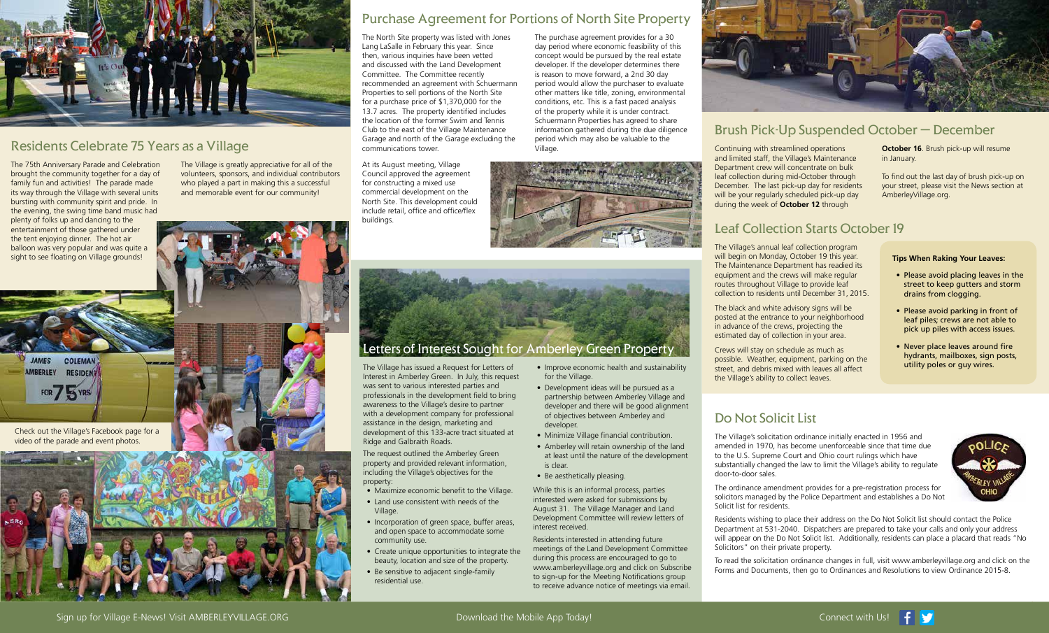## Residents Celebrate 75 Years as a Village

The 75th Anniversary Parade and Celebration brought the community together for a day of family fun and activities! The parade made its way through the Village with several units bursting with community spirit and pride. In the evening, the swing time band music had plenty of folks up and dancing to the entertainment of those gathered under the tent enjoying dinner. The hot air balloon was very popular and was quite a sight to see floating on Village grounds!

The Village is greatly appreciative for all of the volunteers, sponsors, and individual contributors who played a part in making this a successful and memorable event for our community!

Check out the Village's Facebook page for a video of the parade and event photos.

## Purchase Agreement for Portions of North Site Property

The North Site property was listed with Jones Lang LaSalle in February this year. Since then, various inquiries have been vetted and discussed with the Land Development Committee. The Committee recently recommended an agreement with Schuermann Properties to sell portions of the North Site for a purchase price of $1,370,000 for the 13.7 acres. The property identified includes the location of the former Swim and Tennis Club to the east of the Village Maintenance Garage and north of the Garage excluding the communications tower.

The purchase agreement provides for a 30 day period where economic feasibility of this concept would be pursued by the real estate developer. If the developer determines there is reason to move forward, a 2nd 30 day period would allow the purchaser to evaluate other matters like title, zoning, environmental conditions, etc. This is a fast paced analysis of the property while it is under contract. Schuermann Properties has agreed to share information gathered during the due diligence period which may also be valuable to the Village.

At its August meeting, Village Council approved the agreement for constructing a mixed use commercial development on the North Site. This development could include retail, office and office/flex buildings.

## Letters of Interest Sought for Amberley Green Property

The Village has issued a Request for Letters of Interest in Amberley Green. In July, this request was sent to various interested parties and professionals in the development field to bring awareness to the Village's desire to partner with a development company for professional assistance in the design, marketing and development of this 133-acre tract situated at Ridge and Galbraith Roads.

The request outlined the Amberley Green property and provided relevant information, including the Village's objectives for the property:

- Maximize economic benefit to the Village.
- Land use consistent with needs of the Village.
- Incorporation of green space, buffer areas, and open space to accommodate some community use.
- Create unique opportunities to integrate the beauty, location and size of the property.
- Be sensitive to adjacent single-family residential use.
- Improve economic health and sustainability for the Village.
- Development ideas will be pursued as a partnership between Amberley Village and developer and there will be good alignment of objectives between Amberley and developer.
- Minimize Village financial contribution.
- Amberley will retain ownership of the land at least until the nature of the development is clear.
- Be aesthetically pleasing.

While this is an informal process, parties interested were asked for submissions by August 31. The Village Manager and Land Development Committee will review letters of interest received.

Residents interested in attending future meetings of the Land Development Committee during this process are encouraged to go to www.amberleyvillage.org and click on Subscribe to sign-up for the Meeting Notifications group to receive advance notice of meetings via email.

## Brush Pick-Up Suspended October – December

Continuing with streamlined operations and limited staff, the Village's Maintenance Department crew will concentrate on bulk leaf collection during mid-October through December. The last pick-up day for residents will be your regularly scheduled pick-up day during the week of **October 12** through **October 16**. Brush pick-up will resume in January.

To find out the last day of brush pick-up on your street, please visit the News section at AmberleyVillage.org.

## Leaf Collection Starts October 19

The Village's annual leaf collection program will begin on Monday, October 19 this year. The Maintenance Department has readied its equipment and the crews will make regular routes throughout Village to provide leaf collection to residents until December 31, 2015.

The black and white advisory signs will be posted at the entrance to your neighborhood in advance of the crews, projecting the estimated day of collection in your area.

Crews will stay on schedule as much as possible. Weather, equipment, parking on the street, and debris mixed with leaves all affect the Village's ability to collect leaves.

**Tips When Raking Your Leaves:**

- **Please avoid placing leaves in the street to keep gutters and storm drains from clogging.**
- **Please avoid parking in front of leaf piles; crews are not able to pick up piles with access issues.**
- **Never place leaves around fire hydrants, mailboxes, sign posts, utility poles or guy wires.**

## Do Not Solicit List

The Village's solicitation ordinance initially enacted in 1956 and amended in 1970, has become unenforceable since that time due to the U.S. Supreme Court and Ohio court rulings which have substantially changed the law to limit the Village's ability to regulate door-to-door sales.

The ordinance amendment provides for a pre-registration process for solicitors managed by the Police Department and establishes a Do Not Solicit list for residents.

Residents wishing to place their address on the Do Not Solicit list should contact the Police Department at 531-2040. Dispatchers are prepared to take your calls and only your address will appear on the Do Not Solicit list. Additionally, residents can place a placard that reads "No Solicitors" on their private property.

To read the solicitation ordinance changes in full, visit www.amberleyvillage.org and click on the Forms and Documents, then go to Ordinances and Resolutions to view Ordinance 2015-8.

Sign up for Village E-News! Visit AMBERLEYVILLAGE.ORG

Download the Mobile App Today!

Connect with Us!